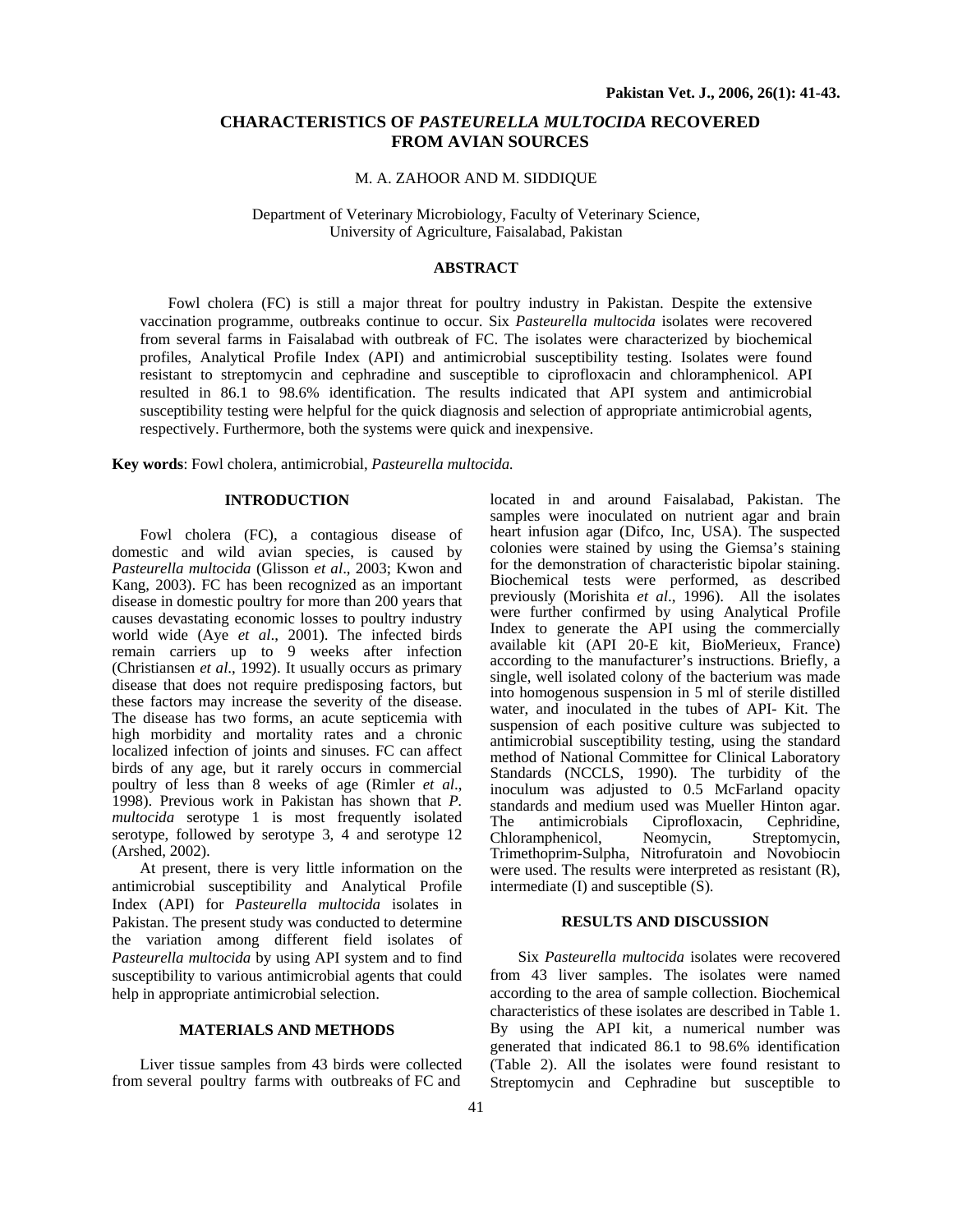# CHARACTERISTICS OF *PASTEURELLA MULTOCIDA* RECOVERED FROM AVIAN SOURCES

M. A. ZAHOOR AND M. SIDDIQUE

Department of Veterinary Microbiology, Faculty of Veterinary Science,
University of Agriculture, Faisalabad, Pakistan

## ABSTRACT

Fowl cholera (FC) is still a major threat for poultry industry in Pakistan. Despite the extensive vaccination programme, outbreaks continue to occur. Six *Pasteurella multocida* isolates were recovered from several farms in Faisalabad with outbreak of FC. The isolates were characterized by biochemical profiles, Analytical Profile Index (API) and antimicrobial susceptibility testing. Isolates were found resistant to streptomycin and cephradine and susceptible to ciprofloxacin and chloramphenicol. API resulted in 86.1 to 98.6% identification. The results indicated that API system and antimicrobial susceptibility testing were helpful for the quick diagnosis and selection of appropriate antimicrobial agents, respectively. Furthermore, both the systems were quick and inexpensive.

**Key words**: Fowl cholera, antimicrobial, *Pasteurella multocida.*

## INTRODUCTION

Fowl cholera (FC), a contagious disease of domestic and wild avian species, is caused by *Pasteurella multocida* (Glisson *et al*., 2003; Kwon and Kang, 2003). FC has been recognized as an important disease in domestic poultry for more than 200 years that causes devastating economic losses to poultry industry world wide (Aye *et al*., 2001). The infected birds remain carriers up to 9 weeks after infection (Christiansen *et al*., 1992). It usually occurs as primary disease that does not require predisposing factors, but these factors may increase the severity of the disease. The disease has two forms, an acute septicemia with high morbidity and mortality rates and a chronic localized infection of joints and sinuses. FC can affect birds of any age, but it rarely occurs in commercial poultry of less than 8 weeks of age (Rimler *et al*., 1998). Previous work in Pakistan has shown that *P. multocida* serotype 1 is most frequently isolated serotype, followed by serotype 3, 4 and serotype 12 (Arshed, 2002).

At present, there is very little information on the antimicrobial susceptibility and Analytical Profile Index (API) for *Pasteurella multocida* isolates in Pakistan. The present study was conducted to determine the variation among different field isolates of *Pasteurella multocida* by using API system and to find susceptibility to various antimicrobial agents that could help in appropriate antimicrobial selection.

## MATERIALS AND METHODS

Liver tissue samples from 43 birds were collected from several poultry farms with outbreaks of FC and located in and around Faisalabad, Pakistan. The samples were inoculated on nutrient agar and brain heart infusion agar (Difco, Inc, USA). The suspected colonies were stained by using the Giemsa's staining for the demonstration of characteristic bipolar staining. Biochemical tests were performed, as described previously (Morishita *et al*., 1996). All the isolates were further confirmed by using Analytical Profile Index to generate the API using the commercially available kit (API 20-E kit, BioMerieux, France) according to the manufacturer's instructions. Briefly, a single, well isolated colony of the bacterium was made into homogenous suspension in 5 ml of sterile distilled water, and inoculated in the tubes of API- Kit. The suspension of each positive culture was subjected to antimicrobial susceptibility testing, using the standard method of National Committee for Clinical Laboratory Standards (NCCLS, 1990). The turbidity of the inoculum was adjusted to 0.5 McFarland opacity standards and medium used was Mueller Hinton agar. The antimicrobials Ciprofloxacin, Cephridine, Chloramphenicol, Neomycin, Streptomycin, Trimethoprim-Sulpha, Nitrofuratoin and Novobiocin were used. The results were interpreted as resistant (R), intermediate (I) and susceptible (S).

## RESULTS AND DISCUSSION

Six *Pasteurella multocida* isolates were recovered from 43 liver samples. The isolates were named according to the area of sample collection. Biochemical characteristics of these isolates are described in Table 1. By using the API kit, a numerical number was generated that indicated 86.1 to 98.6% identification (Table 2). All the isolates were found resistant to Streptomycin and Cephradine but susceptible to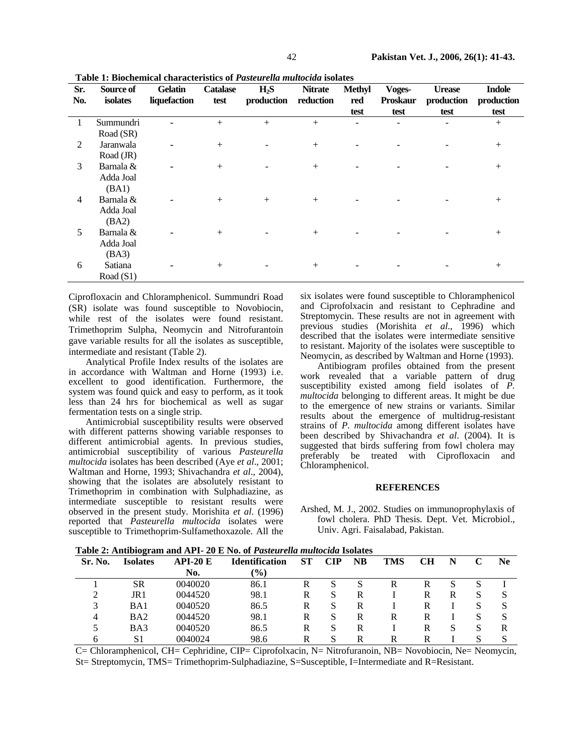**Table 1: Biochemical characteristics of *Pasteurella multocida* isolates**

| Sr. No. | Source of isolates | Gelatin liquefaction | Catalase test | $H_2S$ production | Nitrate reduction | Methyl red test | Voges-Proskaur test | Urease production test | Indole production test |
|---|---|---|---|---|---|---|---|---|---|
| 1 | Summundri Road (SR) | - | + | + | + | - | - | - | + |
| 2 | Jaranwala Road (JR) | - | + | - | + | - | - | - | + |
| 3 | Barnala & Adda Joal (BA1) | - | + | - | + | - | - | - | + |
| 4 | Barnala & Adda Joal (BA2) | - | + | + | + | - | - | - | + |
| 5 | Barnala & Adda Joal (BA3) | - | + | - | + | - | - | - | + |
| 6 | Satiana Road (S1) | - | + | - | + | - | - | - | + |

Ciprofloxacin and Chloramphenicol. Summundri Road (SR) isolate was found susceptible to Novobiocin, while rest of the isolates were found resistant. Trimethoprim Sulpha, Neomycin and Nitrofurantoin gave variable results for all the isolates as susceptible, intermediate and resistant (Table 2).

Analytical Profile Index results of the isolates are in accordance with Waltman and Horne (1993) i.e. excellent to good identification. Furthermore, the system was found quick and easy to perform, as it took less than 24 hrs for biochemical as well as sugar fermentation tests on a single strip.

Antimicrobial susceptibility results were observed with different patterns showing variable responses to different antimicrobial agents. In previous studies, antimicrobial susceptibility of various *Pasteurella multocida* isolates has been described (Aye *et al*., 2001; Waltman and Horne, 1993; Shivachandra *et al*., 2004), showing that the isolates are absolutely resistant to Trimethoprim in combination with Sulphadiazine, as intermediate susceptible to resistant results were observed in the present study. Morishita *et al*. (1996) reported that *Pasteurella multocida* isolates were susceptible to Trimethoprim-Sulfamethoxazole. All the six isolates were found susceptible to Chloramphenicol and Ciprofolxacin and resistant to Cephradine and Streptomycin. These results are not in agreement with previous studies (Morishita *et al*., 1996) which described that the isolates were intermediate sensitive to resistant. Majority of the isolates were susceptible to Neomycin, as described by Waltman and Horne (1993).

Antibiogram profiles obtained from the present work revealed that a variable pattern of drug susceptibility existed among field isolates of *P. multocida* belonging to different areas. It might be due to the emergence of new strains or variants. Similar results about the emergence of multidrug-resistant strains of *P. multocida* among different isolates have been described by Shivachandra *et al*. (2004). It is suggested that birds suffering from fowl cholera may preferably be treated with Ciprofloxacin and Chloramphenicol.

## REFERENCES

Arshed, M. J., 2002. Studies on immunoprophylaxis of fowl cholera. PhD Thesis. Dept. Vet. Microbiol., Univ. Agri. Faisalabad, Pakistan.

**Table 2: Antibiogram and API- 20 E No. of *Pasteurella multocida* Isolates**

| Sr. No. | Isolates | API-20 E No. | Identification (%) | ST | CIP | NB | TMS | CH | N | C | Ne |
|---|---|---|---|---|---|---|---|---|---|---|---|
| 1 | SR | 0040020 | 86.1 | R | S | S | R | R | S | S | I |
| 2 | JR1 | 0044520 | 98.1 | R | S | R | I | R | R | S | S |
| 3 | BA1 | 0040520 | 86.5 | R | S | R | I | R | I | S | S |
| 4 | BA2 | 0044520 | 98.1 | R | S | R | R | R | I | S | S |
| 5 | BA3 | 0040520 | 86.5 | R | S | R | I | R | S | S | R |
| 6 | S1 | 0040024 | 98.6 | R | S | R | R | R | I | S | S |

C= Chloramphenicol, CH= Cephridine, CIP= Ciprofolxacin, N= Nitrofuranoin, NB= Novobiocin, Ne= Neomycin, St= Streptomycin, TMS= Trimethoprim-Sulphadiazine, S=Susceptible, I=Intermediate and R=Resistant.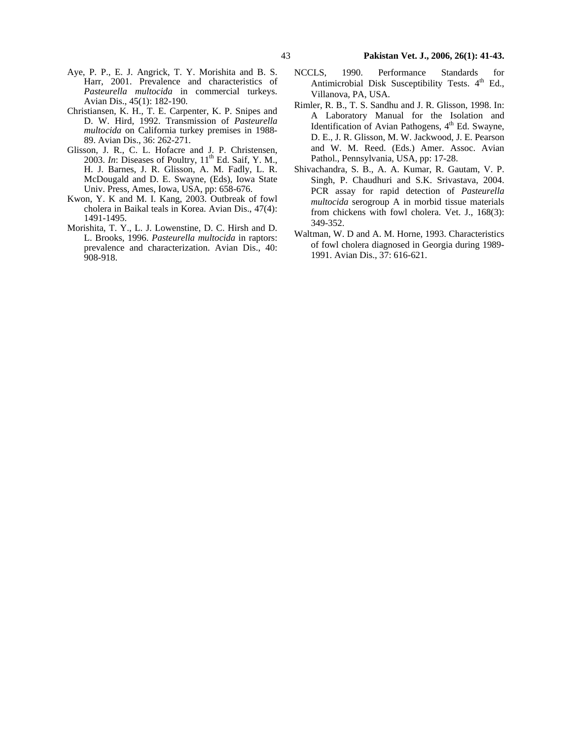Aye, P. P., E. J. Angrick, T. Y. Morishita and B. S. Harr, 2001. Prevalence and characteristics of *Pasteurella multocida* in commercial turkeys. Avian Dis., 45(1): 182-190.

Christiansen, K. H., T. E. Carpenter, K. P. Snipes and D. W. Hird, 1992. Transmission of *Pasteurella multocida* on California turkey premises in 1988-89. Avian Dis., 36: 262-271.

Glisson, J. R., C. L. Hofacre and J. P. Christensen, 2003. *In*: Diseases of Poultry, 11th Ed. Saif, Y. M., H. J. Barnes, J. R. Glisson, A. M. Fadly, L. R. McDougald and D. E. Swayne, (Eds), Iowa State Univ. Press, Ames, Iowa, USA, pp: 658-676.

Kwon, Y. K and M. I. Kang, 2003. Outbreak of fowl cholera in Baikal teals in Korea. Avian Dis., 47(4): 1491-1495.

Morishita, T. Y., L. J. Lowenstine, D. C. Hirsh and D. L. Brooks, 1996. *Pasteurella multocida* in raptors: prevalence and characterization. Avian Dis., 40: 908-918.

NCCLS, 1990. Performance Standards for Antimicrobial Disk Susceptibility Tests. 4th Ed., Villanova, PA, USA.

Rimler, R. B., T. S. Sandhu and J. R. Glisson, 1998. In: A Laboratory Manual for the Isolation and Identification of Avian Pathogens, 4th Ed. Swayne, D. E., J. R. Glisson, M. W. Jackwood, J. E. Pearson and W. M. Reed. (Eds.) Amer. Assoc. Avian Pathol., Pennsylvania, USA, pp: 17-28.

Shivachandra, S. B., A. A. Kumar, R. Gautam, V. P. Singh, P. Chaudhuri and S.K. Srivastava, 2004. PCR assay for rapid detection of *Pasteurella multocida* serogroup A in morbid tissue materials from chickens with fowl cholera. Vet. J., 168(3): 349-352.

Waltman, W. D and A. M. Horne, 1993. Characteristics of fowl cholera diagnosed in Georgia during 1989-1991. Avian Dis., 37: 616-621.